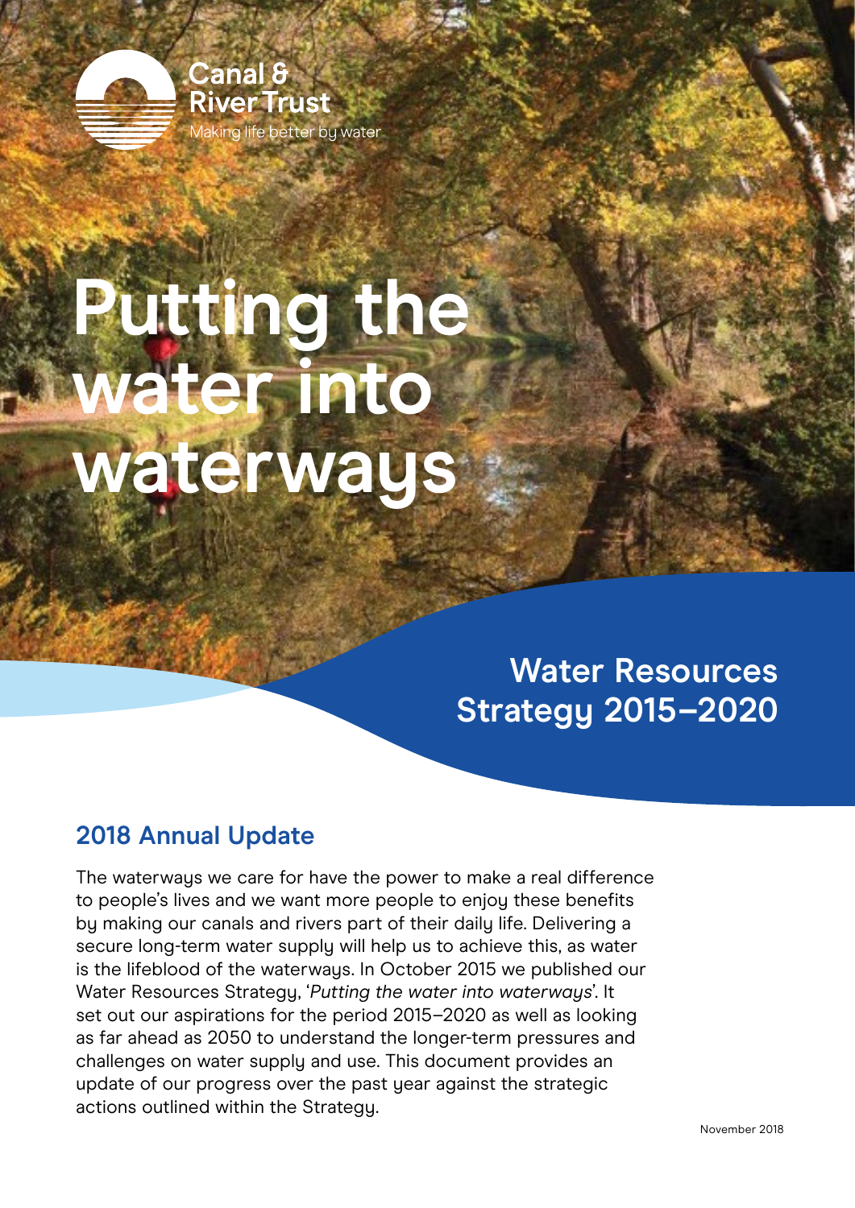Canal & River Trust

Making life better by water

# Putting the water into waterways

## Water Resources Strategy 2015–2020

### 2018 Annual Update

The waterways we care for have the power to make a real difference to people's lives and we want more people to enjoy these benefits by making our canals and rivers part of their daily life. Delivering a secure long-term water supply will help us to achieve this, as water is the lifeblood of the waterways. In October 2015 we published our Water Resources Strategy, '*Putting the water into waterways*'. It set out our aspirations for the period 2015–2020 as well as looking as far ahead as 2050 to understand the longer-term pressures and challenges on water supply and use. This document provides an update of our progress over the past year against the strategic actions outlined within the Strategy.

November 2018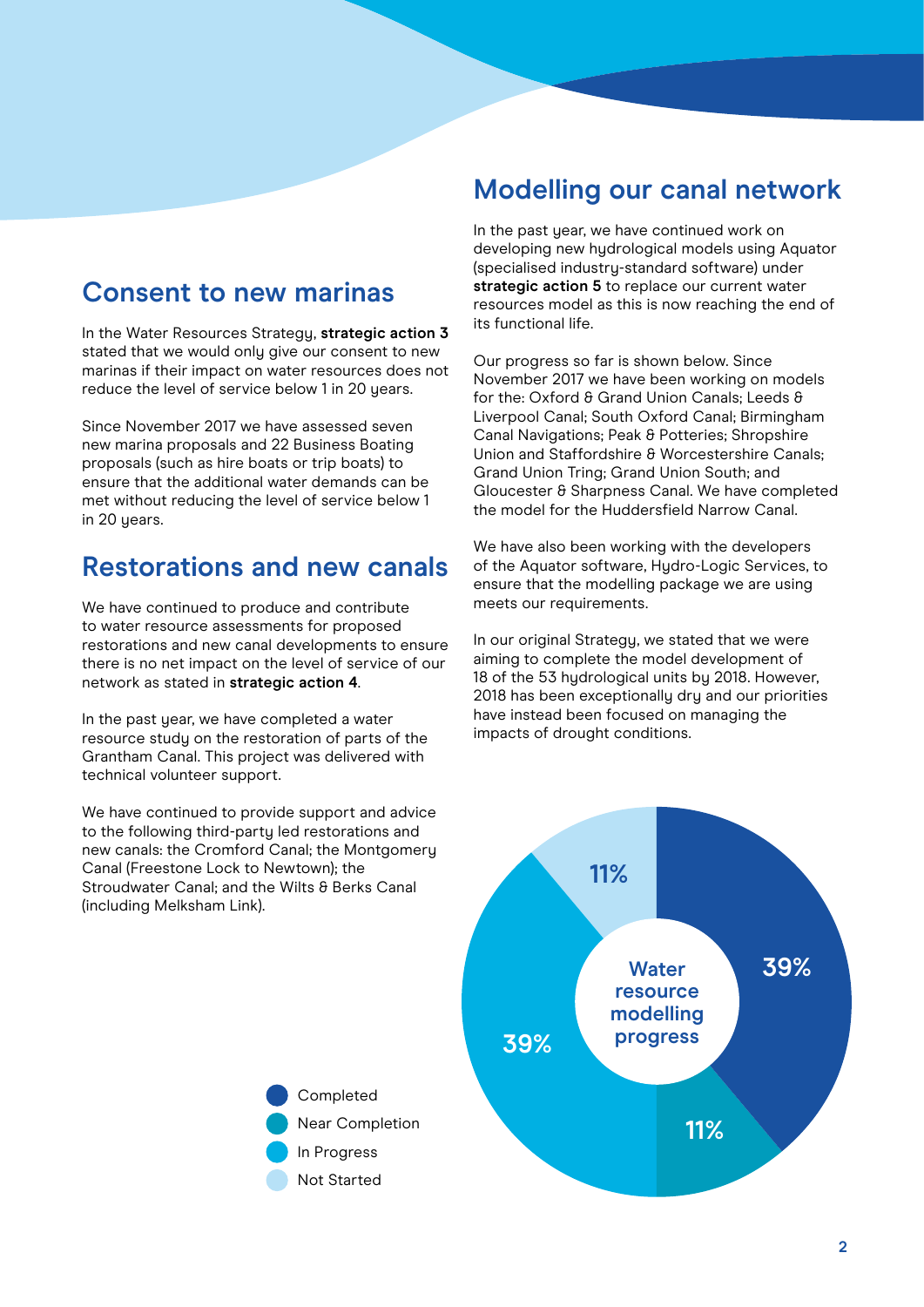## Consent to new marinas

In the Water Resources Strategy, **strategic action 3** stated that we would only give our consent to new marinas if their impact on water resources does not reduce the level of service below 1 in 20 years.

Since November 2017 we have assessed seven new marina proposals and 22 Business Boating proposals (such as hire boats or trip boats) to ensure that the additional water demands can be met without reducing the level of service below 1 in 20 years.

## Restorations and new canals

We have continued to produce and contribute to water resource assessments for proposed restorations and new canal developments to ensure there is no net impact on the level of service of our network as stated in **strategic action 4**.

In the past year, we have completed a water resource study on the restoration of parts of the Grantham Canal. This project was delivered with technical volunteer support.

We have continued to provide support and advice to the following third-party led restorations and new canals: the Cromford Canal; the Montgomery Canal (Freestone Lock to Newtown); the Stroudwater Canal; and the Wilts & Berks Canal (including Melksham Link).

## Modelling our canal network

In the past year, we have continued work on developing new hydrological models using Aquator (specialised industry-standard software) under **strategic action 5** to replace our current water resources model as this is now reaching the end of its functional life.

Our progress so far is shown below. Since November 2017 we have been working on models for the: Oxford & Grand Union Canals; Leeds & Liverpool Canal; South Oxford Canal; Birmingham Canal Navigations; Peak & Potteries; Shropshire Union and Staffordshire & Worcestershire Canals; Grand Union Tring; Grand Union South; and Gloucester & Sharpness Canal. We have completed the model for the Huddersfield Narrow Canal.

We have also been working with the developers of the Aquator software, Hydro-Logic Services, to ensure that the modelling package we are using meets our requirements.

In our original Strategy, we stated that we were aiming to complete the model development of 18 of the 53 hydrological units by 2018. However, 2018 has been exceptionally dry and our priorities have instead been focused on managing the impacts of drought conditions.

**Water resource modelling progress**

| Status | Percentage |
| --- | --- |
| Completed | 39% |
| Near Completion | 11% |
| In Progress | 39% |
| Not Started | 11% |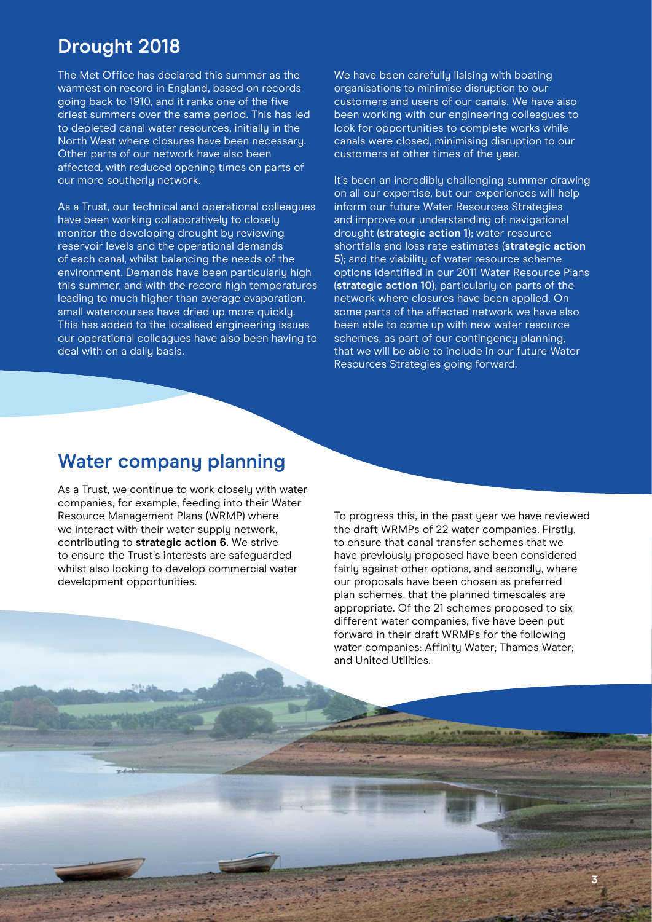## Drought 2018

The Met Office has declared this summer as the warmest on record in England, based on records going back to 1910, and it ranks one of the five driest summers over the same period. This has led to depleted canal water resources, initially in the North West where closures have been necessary. Other parts of our network have also been affected, with reduced opening times on parts of our more southerly network.

As a Trust, our technical and operational colleagues have been working collaboratively to closely monitor the developing drought by reviewing reservoir levels and the operational demands of each canal, whilst balancing the needs of the environment. Demands have been particularly high this summer, and with the record high temperatures leading to much higher than average evaporation, small watercourses have dried up more quickly. This has added to the localised engineering issues our operational colleagues have also been having to deal with on a daily basis.

We have been carefully liaising with boating organisations to minimise disruption to our customers and users of our canals. We have also been working with our engineering colleagues to look for opportunities to complete works while canals were closed, minimising disruption to our customers at other times of the year.

It's been an incredibly challenging summer drawing on all our expertise, but our experiences will help inform our future Water Resources Strategies and improve our understanding of: navigational drought (**strategic action 1**); water resource shortfalls and loss rate estimates (**strategic action 5**); and the viability of water resource scheme options identified in our 2011 Water Resource Plans (**strategic action 10**); particularly on parts of the network where closures have been applied. On some parts of the affected network we have also been able to come up with new water resource schemes, as part of our contingency planning, that we will be able to include in our future Water Resources Strategies going forward.

## Water company planning

As a Trust, we continue to work closely with water companies, for example, feeding into their Water Resource Management Plans (WRMP) where we interact with their water supply network, contributing to **strategic action 6**. We strive to ensure the Trust's interests are safeguarded whilst also looking to develop commercial water development opportunities.

To progress this, in the past year we have reviewed the draft WRMPs of 22 water companies. Firstly, to ensure that canal transfer schemes that we have previously proposed have been considered fairly against other options, and secondly, where our proposals have been chosen as preferred plan schemes, that the planned timescales are appropriate. Of the 21 schemes proposed to six different water companies, five have been put forward in their draft WRMPs for the following water companies: Affinity Water; Thames Water; and United Utilities.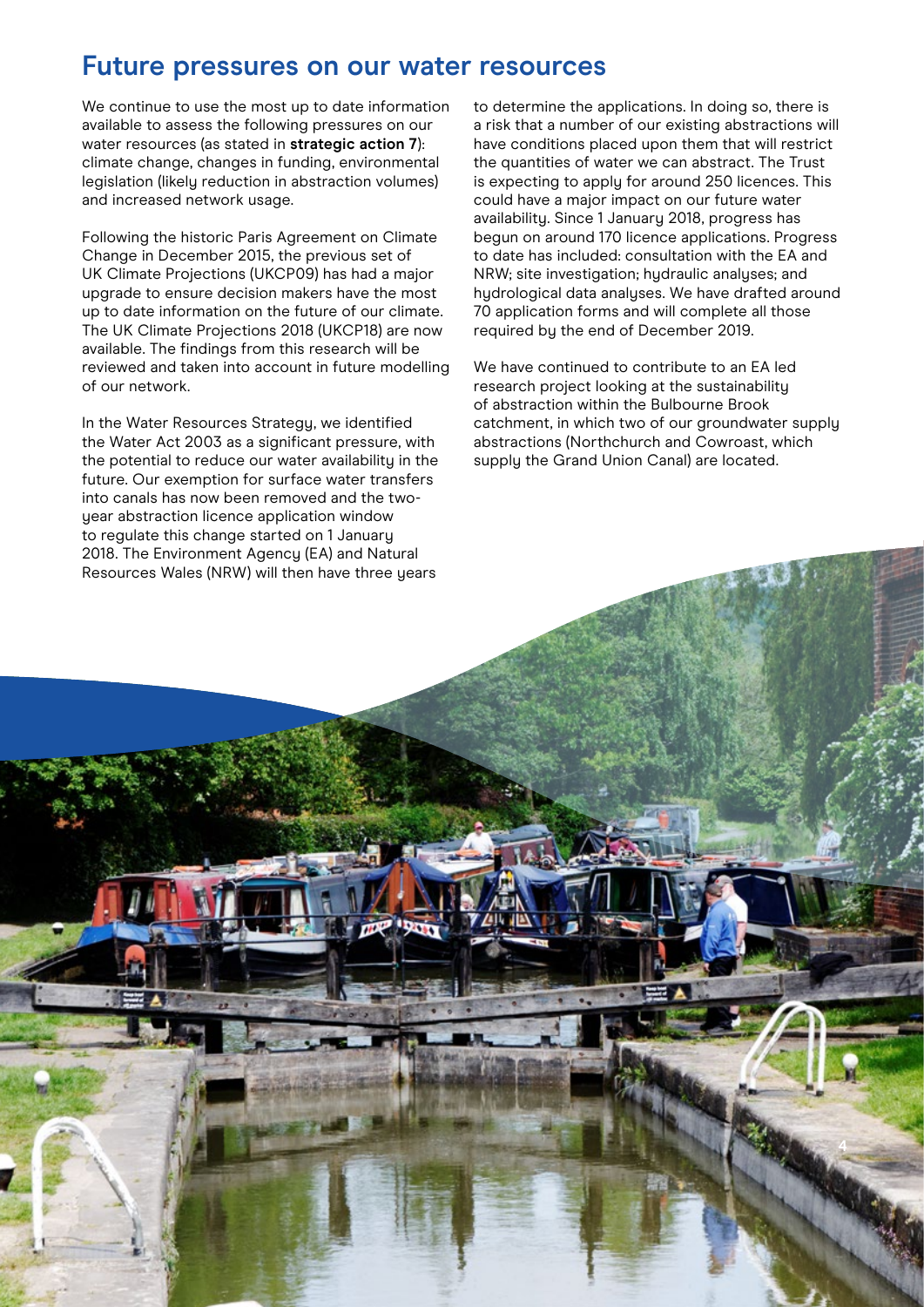# Future pressures on our water resources

We continue to use the most up to date information available to assess the following pressures on our water resources (as stated in **strategic action 7**): climate change, changes in funding, environmental legislation (likely reduction in abstraction volumes) and increased network usage.

Following the historic Paris Agreement on Climate Change in December 2015, the previous set of UK Climate Projections (UKCP09) has had a major upgrade to ensure decision makers have the most up to date information on the future of our climate. The UK Climate Projections 2018 (UKCP18) are now available. The findings from this research will be reviewed and taken into account in future modelling of our network.

In the Water Resources Strategy, we identified the Water Act 2003 as a significant pressure, with the potential to reduce our water availability in the future. Our exemption for surface water transfers into canals has now been removed and the two-year abstraction licence application window to regulate this change started on 1 January 2018. The Environment Agency (EA) and Natural Resources Wales (NRW) will then have three years to determine the applications. In doing so, there is a risk that a number of our existing abstractions will have conditions placed upon them that will restrict the quantities of water we can abstract. The Trust is expecting to apply for around 250 licences. This could have a major impact on our future water availability. Since 1 January 2018, progress has begun on around 170 licence applications. Progress to date has included: consultation with the EA and NRW; site investigation; hydraulic analyses; and hydrological data analyses. We have drafted around 70 application forms and will complete all those required by the end of December 2019.

We have continued to contribute to an EA led research project looking at the sustainability of abstraction within the Bulbourne Brook catchment, in which two of our groundwater supply abstractions (Northchurch and Cowroast, which supply the Grand Union Canal) are located.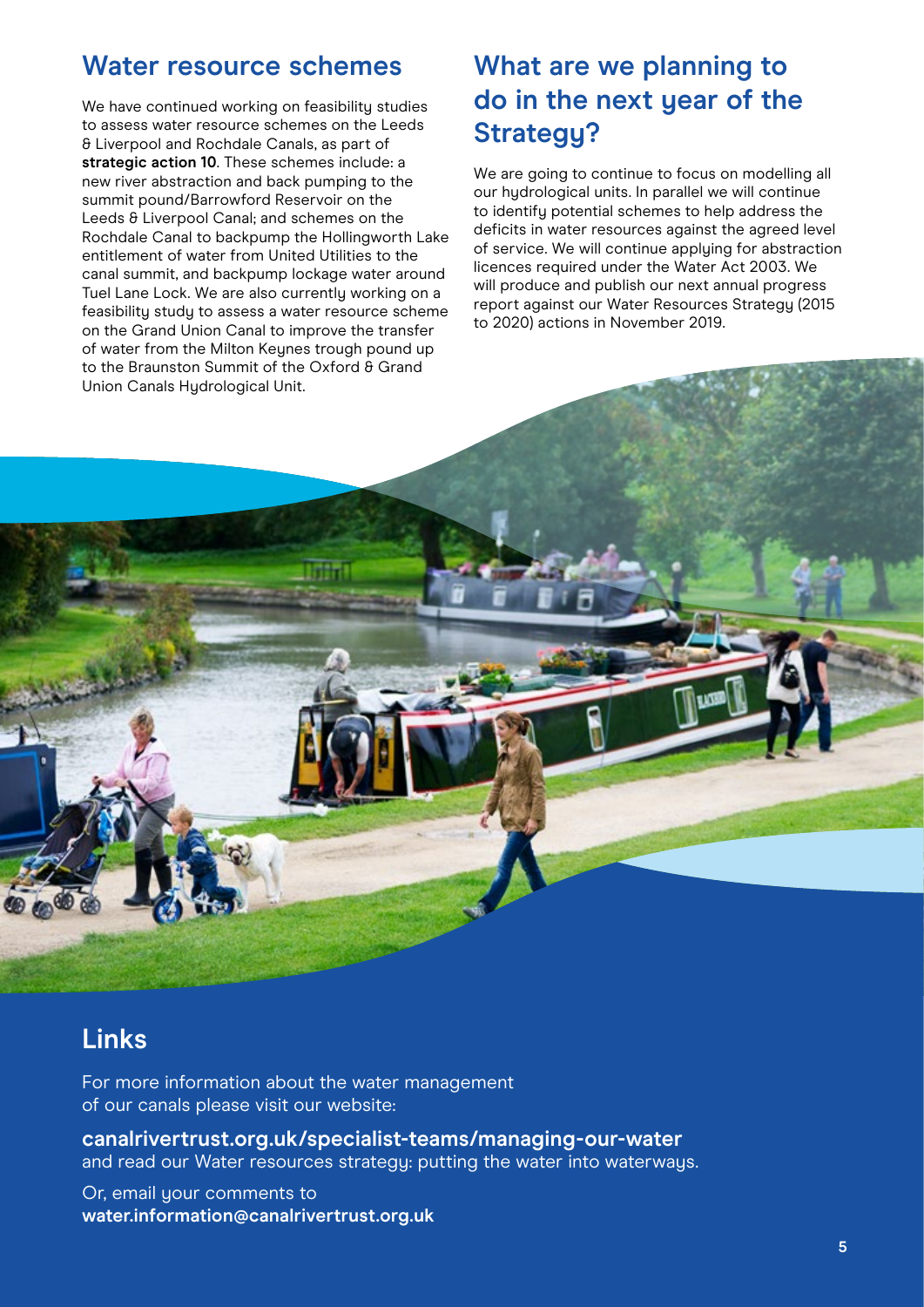## Water resource schemes

We have continued working on feasibility studies to assess water resource schemes on the Leeds & Liverpool and Rochdale Canals, as part of **strategic action 10**. These schemes include: a new river abstraction and back pumping to the summit pound/Barrowford Reservoir on the Leeds & Liverpool Canal; and schemes on the Rochdale Canal to backpump the Hollingworth Lake entitlement of water from United Utilities to the canal summit, and backpump lockage water around Tuel Lane Lock. We are also currently working on a feasibility study to assess a water resource scheme on the Grand Union Canal to improve the transfer of water from the Milton Keynes trough pound up to the Braunston Summit of the Oxford & Grand Union Canals Hydrological Unit.

## What are we planning to do in the next year of the Strategy?

We are going to continue to focus on modelling all our hydrological units. In parallel we will continue to identify potential schemes to help address the deficits in water resources against the agreed level of service. We will continue applying for abstraction licences required under the Water Act 2003. We will produce and publish our next annual progress report against our Water Resources Strategy (2015 to 2020) actions in November 2019.

## Links

For more information about the water management of our canals please visit our website:

**canalrivertrust.org.uk/specialist-teams/managing-our-water**
and read our Water resources strategy: putting the water into waterways.

Or, email your comments to
**water.information@canalrivertrust.org.uk**